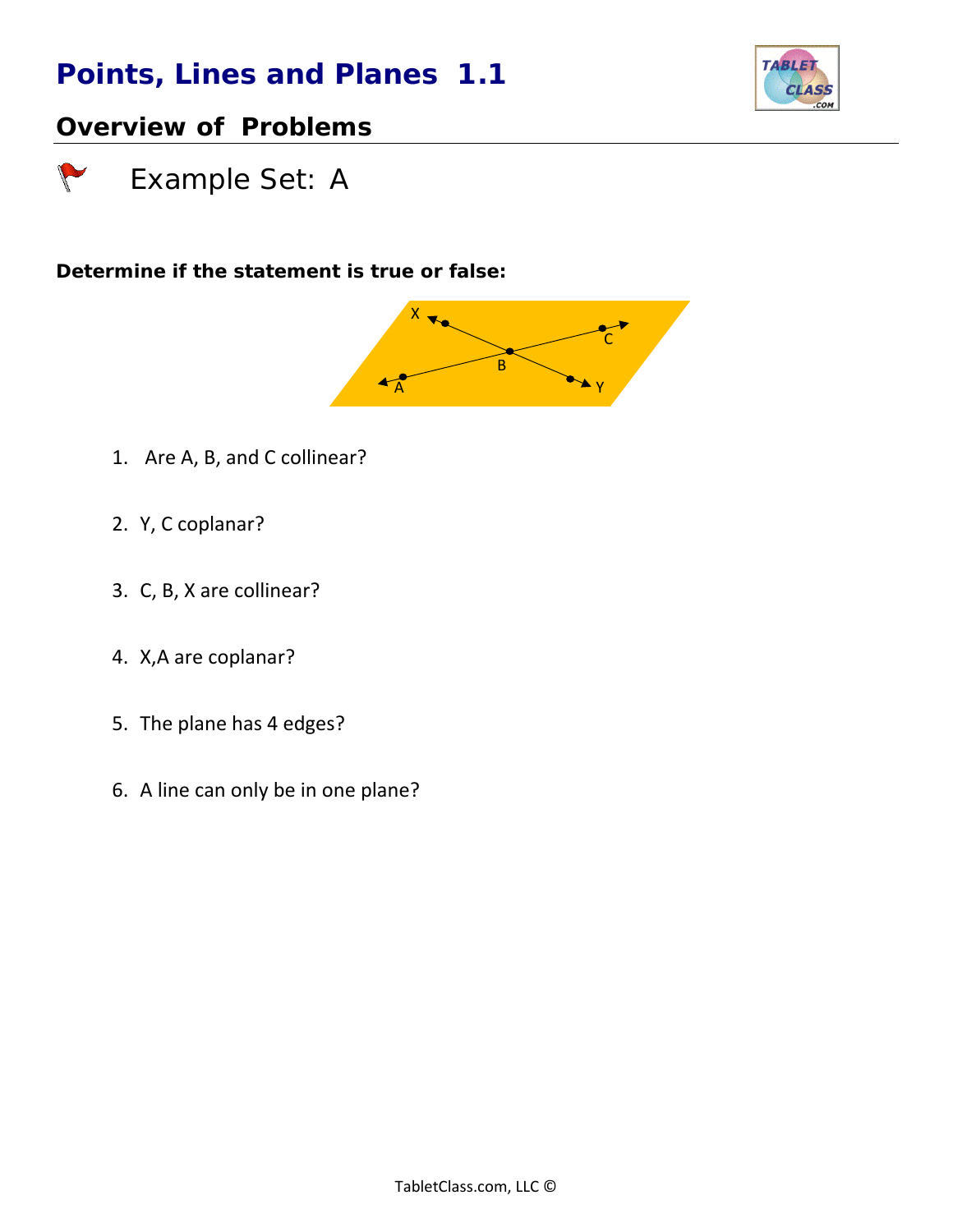# Points, Lines and Planes 1.1

## Overview of Problems

Example Set: A

**Determine if the statement is true or false:**

1. Are A, B, and C collinear?

2. Y, C coplanar?

3. C, B, X are collinear?

4. X,A are coplanar?

5. The plane has 4 edges?

6. A line can only be in one plane?

TabletClass.com, LLC ©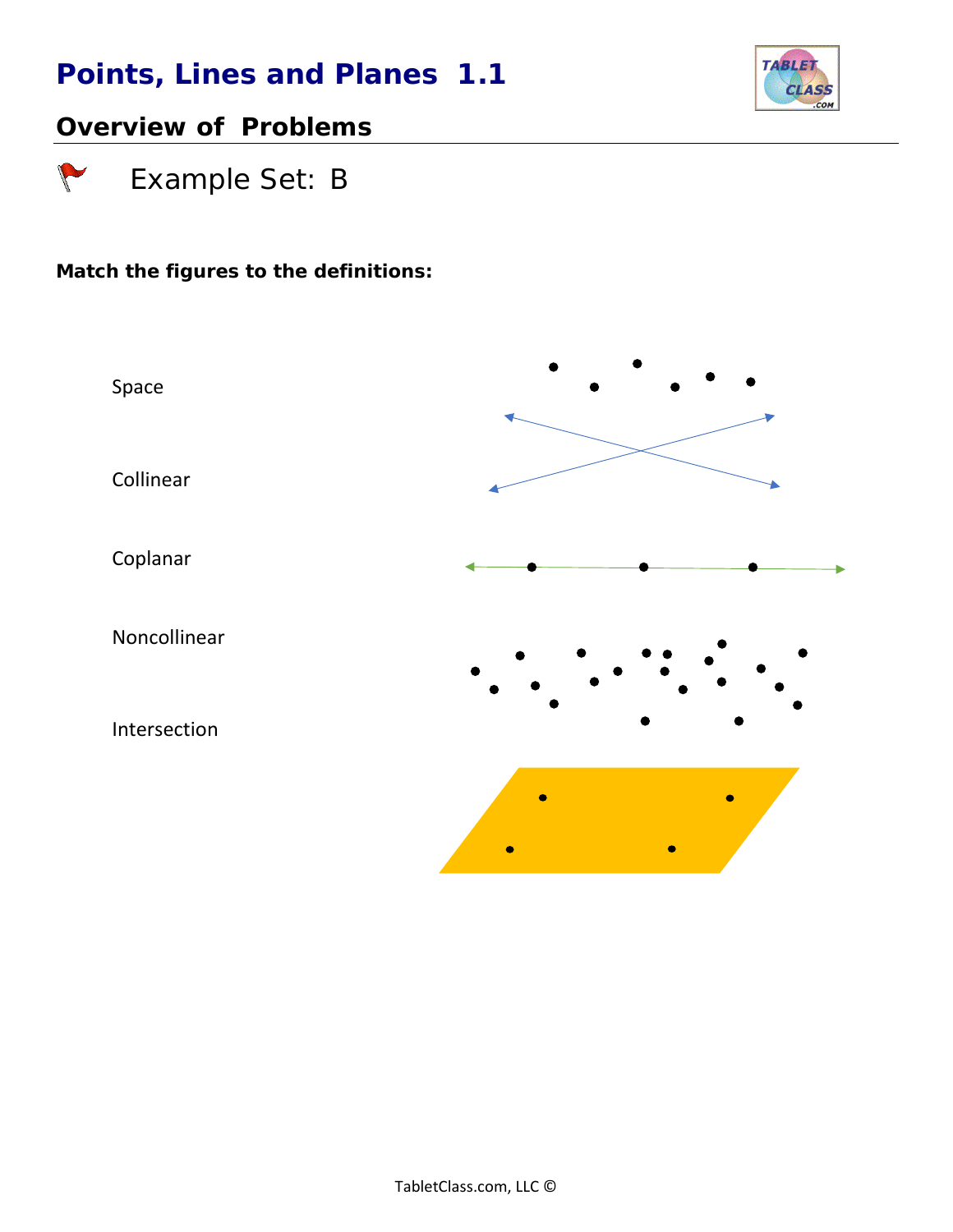# Points, Lines and Planes 1.1

## Overview of Problems

Example Set: B

**Match the figures to the definitions:**

Space

Collinear

Coplanar

Noncollinear

Intersection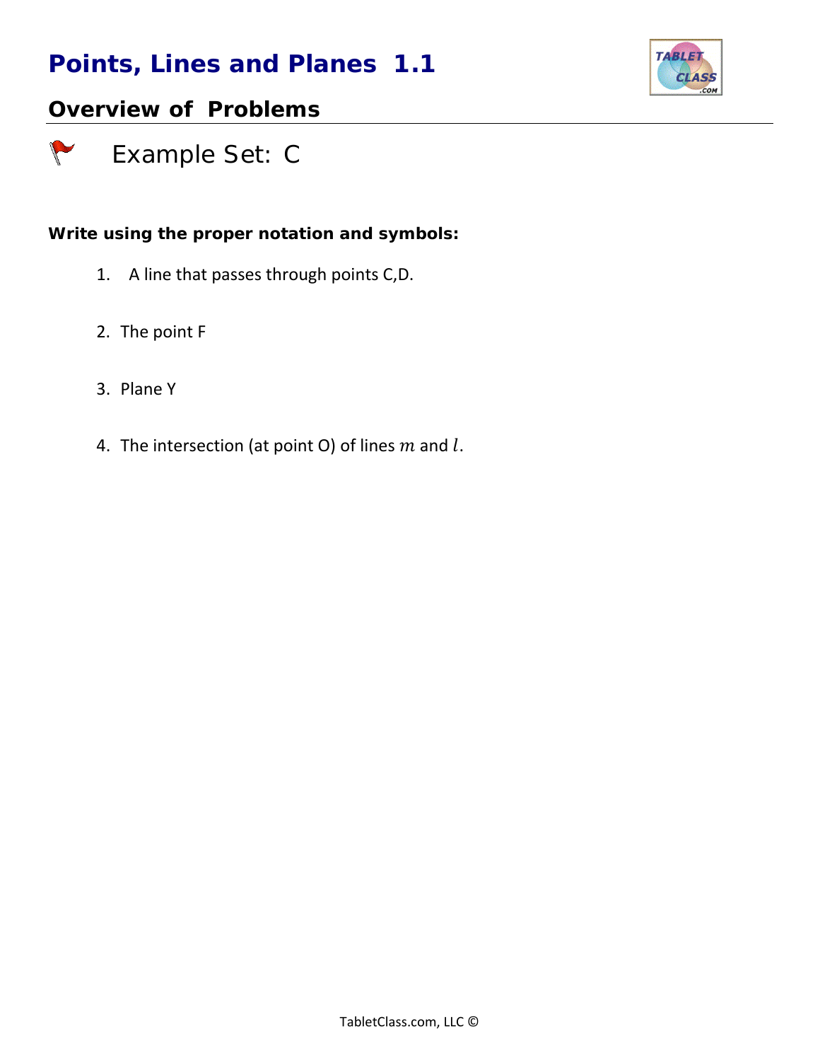# Points, Lines and Planes 1.1

## Overview of Problems

### Example Set: C

**Write using the proper notation and symbols:**

1. A line that passes through points C,D.
2. The point F
3. Plane Y
4. The intersection (at point O) of lines $m$ and $l$.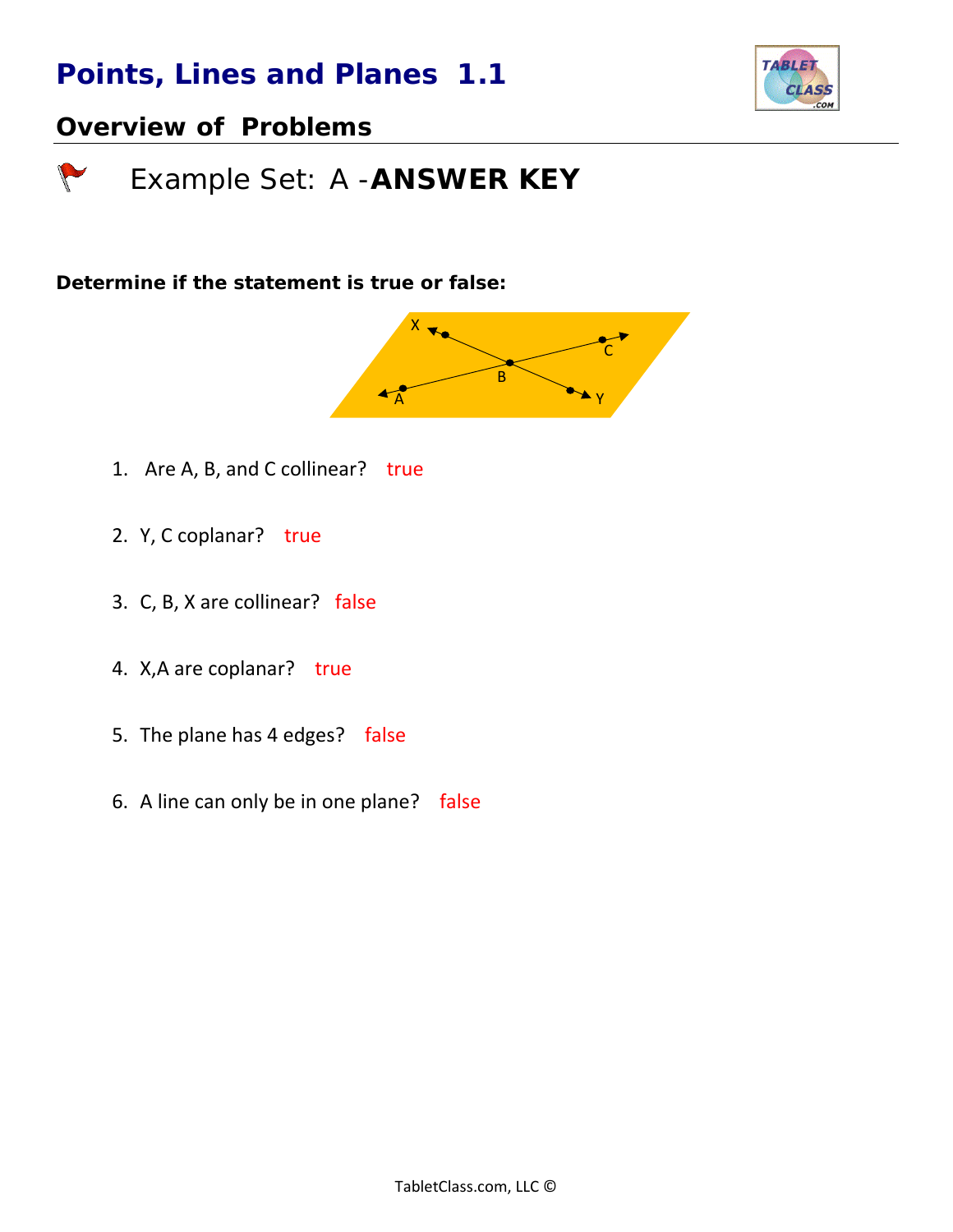# Points, Lines and Planes 1.1

## Overview of Problems

### Example Set: A -**ANSWER KEY**

**Determine if the statement is true or false:**

1. Are A, B, and C collinear? true

2. Y, C coplanar? true

3. C, B, X are collinear? false

4. X,A are coplanar? true

5. The plane has 4 edges? false

6. A line can only be in one plane? false

TabletClass.com, LLC ©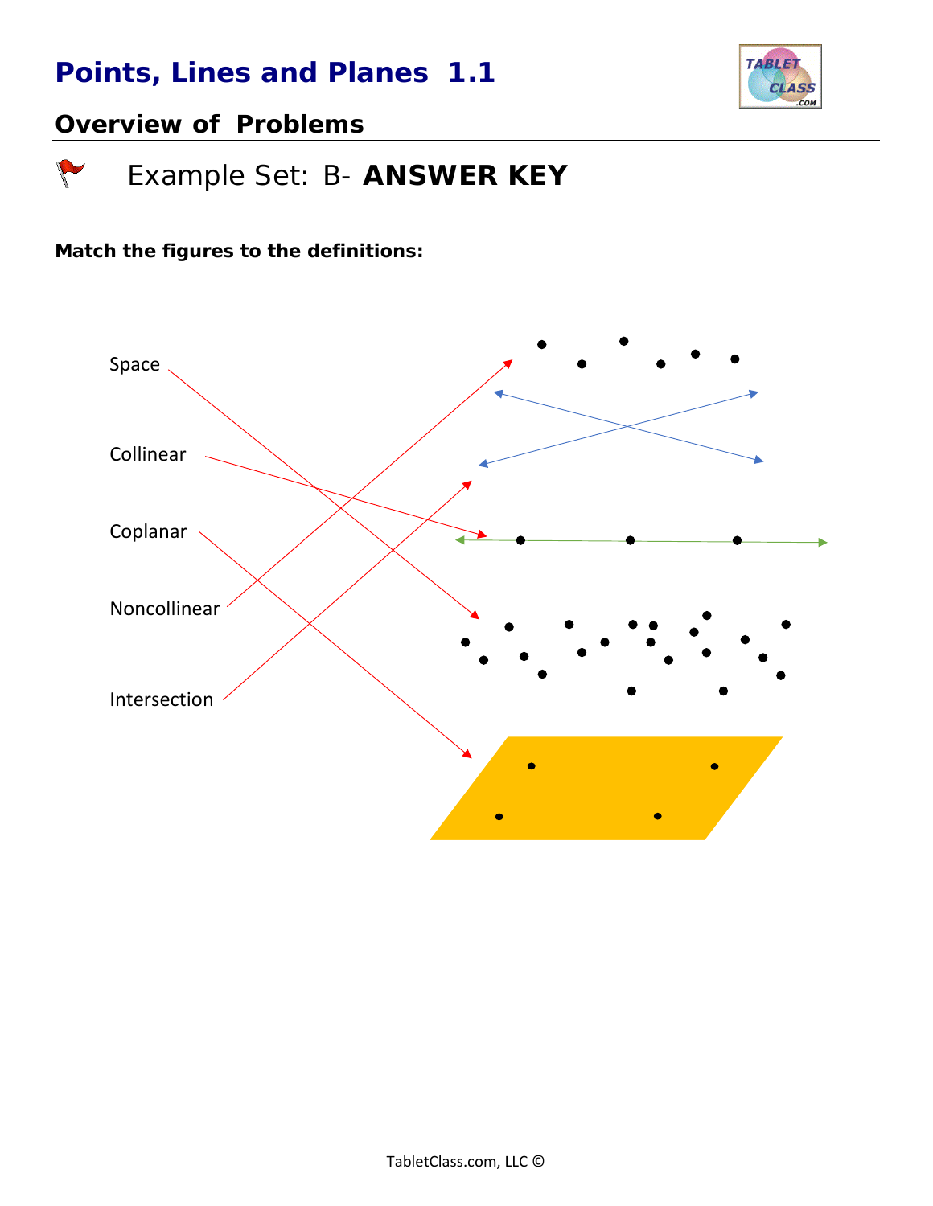# Points, Lines and Planes 1.1

## Overview of Problems

Example Set: B- **ANSWER KEY**

**Match the figures to the definitions:**

Space

Collinear

Coplanar

Noncollinear

Intersection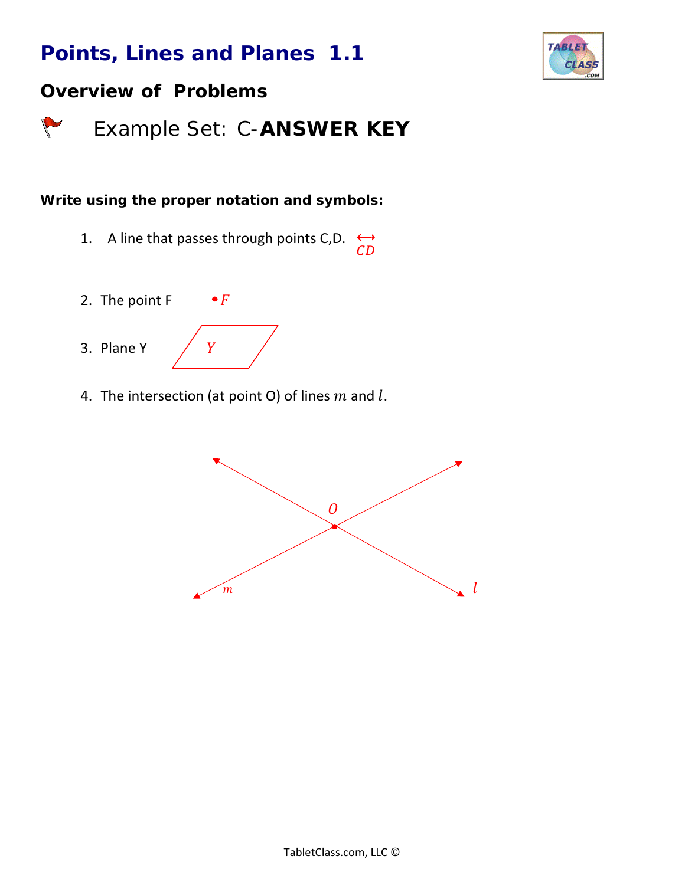# Points, Lines and Planes 1.1

## Overview of Problems

Example Set: C-**ANSWER KEY**

**Write using the proper notation and symbols:**

1. A line that passes through points C,D. $\overleftrightarrow{CD}$

2. The point F $\bullet F$

3. Plane Y $Y$

4. The intersection (at point O) of lines $m$ and $l$.

$O$

$m$

$l$